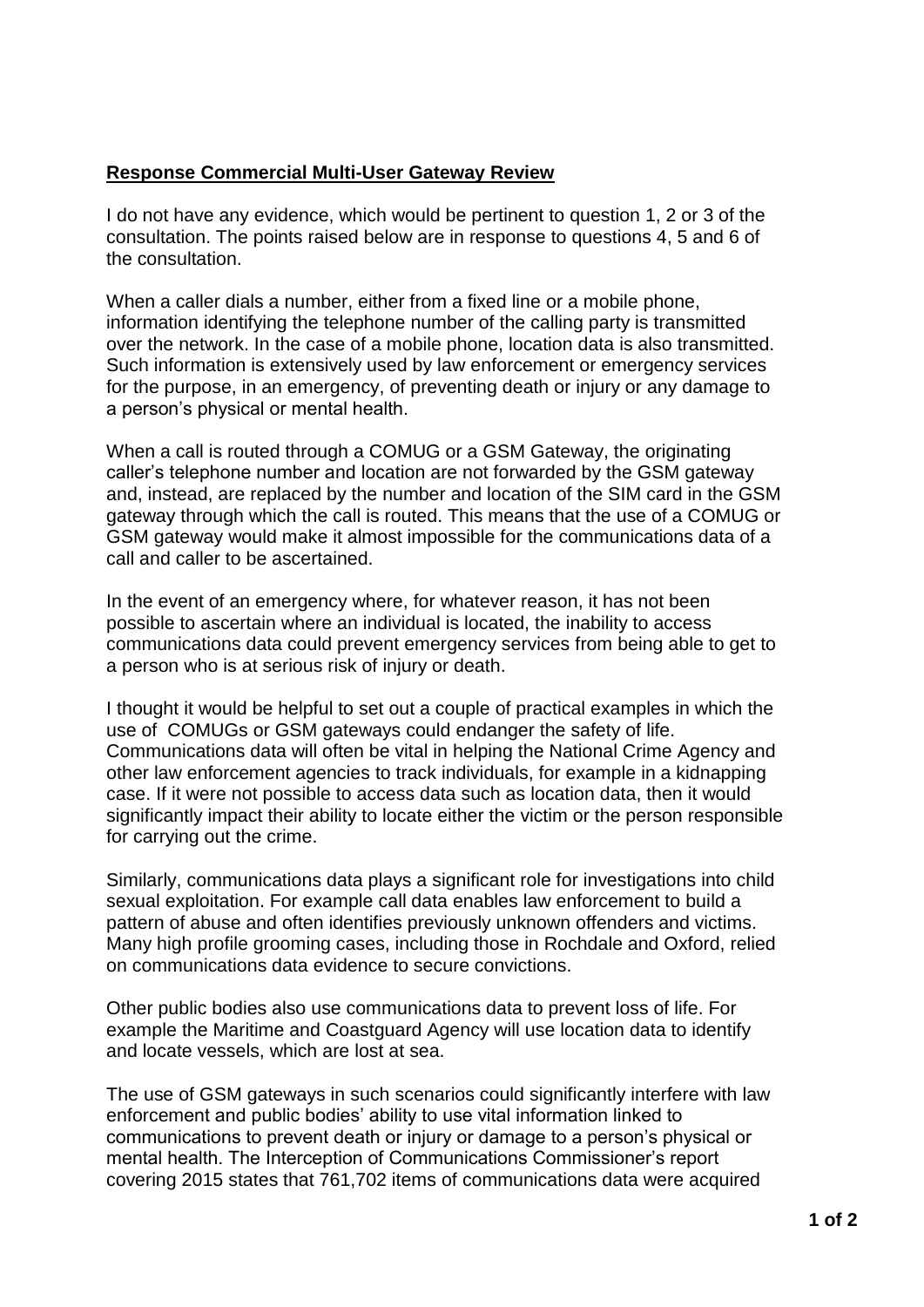**Response Commercial Multi-User Gateway Review**

I do not have any evidence, which would be pertinent to question 1, 2 or 3 of the consultation. The points raised below are in response to questions 4, 5 and 6 of the consultation.

When a caller dials a number, either from a fixed line or a mobile phone, information identifying the telephone number of the calling party is transmitted over the network. In the case of a mobile phone, location data is also transmitted. Such information is extensively used by law enforcement or emergency services for the purpose, in an emergency, of preventing death or injury or any damage to a person's physical or mental health.

When a call is routed through a COMUG or a GSM Gateway, the originating caller's telephone number and location are not forwarded by the GSM gateway and, instead, are replaced by the number and location of the SIM card in the GSM gateway through which the call is routed. This means that the use of a COMUG or GSM gateway would make it almost impossible for the communications data of a call and caller to be ascertained.

In the event of an emergency where, for whatever reason, it has not been possible to ascertain where an individual is located, the inability to access communications data could prevent emergency services from being able to get to a person who is at serious risk of injury or death.

I thought it would be helpful to set out a couple of practical examples in which the use of COMUGs or GSM gateways could endanger the safety of life. Communications data will often be vital in helping the National Crime Agency and other law enforcement agencies to track individuals, for example in a kidnapping case. If it were not possible to access data such as location data, then it would significantly impact their ability to locate either the victim or the person responsible for carrying out the crime.

Similarly, communications data plays a significant role for investigations into child sexual exploitation. For example call data enables law enforcement to build a pattern of abuse and often identifies previously unknown offenders and victims. Many high profile grooming cases, including those in Rochdale and Oxford, relied on communications data evidence to secure convictions.

Other public bodies also use communications data to prevent loss of life. For example the Maritime and Coastguard Agency will use location data to identify and locate vessels, which are lost at sea.

The use of GSM gateways in such scenarios could significantly interfere with law enforcement and public bodies' ability to use vital information linked to communications to prevent death or injury or damage to a person's physical or mental health. The Interception of Communications Commissioner's report covering 2015 states that 761,702 items of communications data were acquired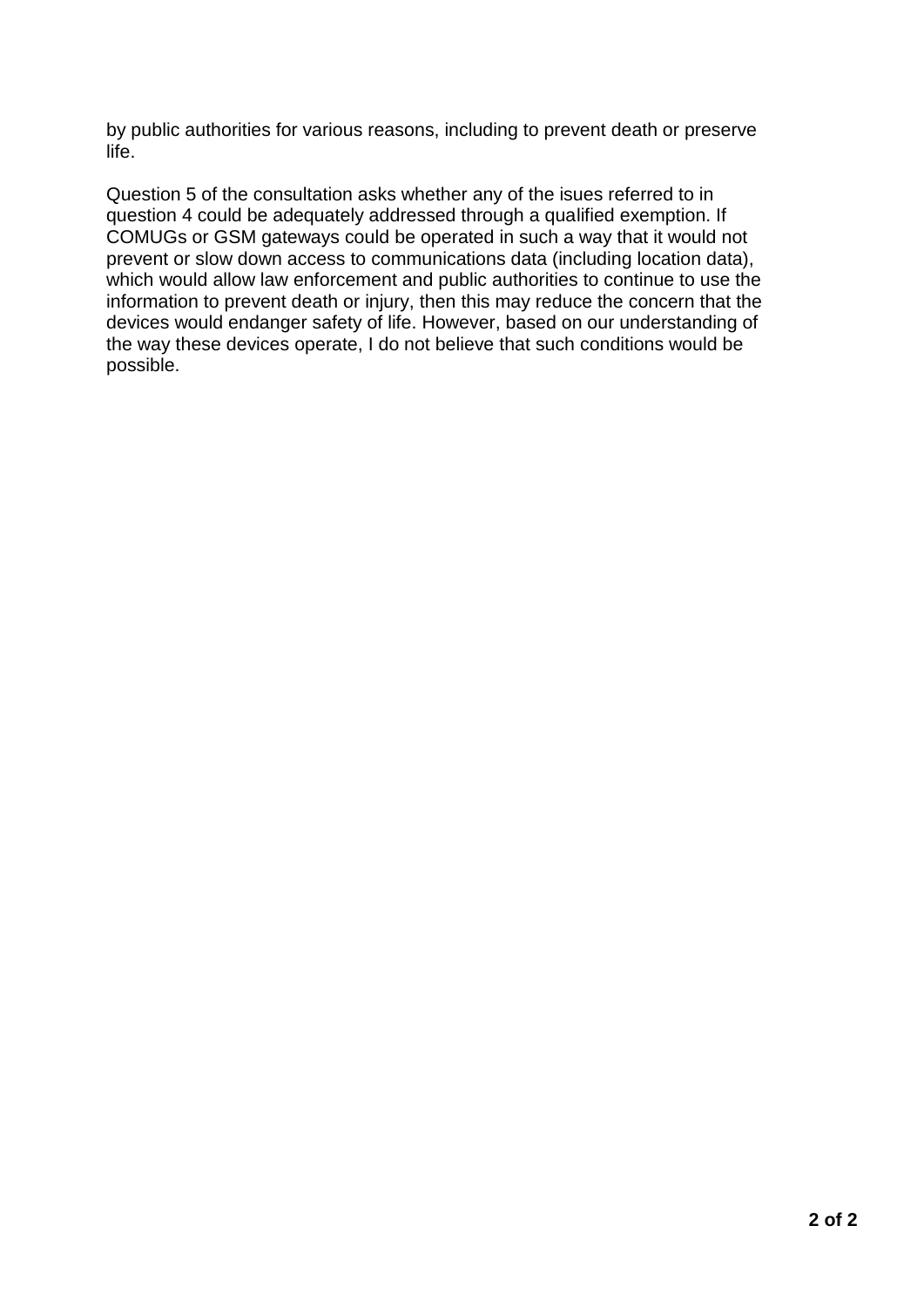by public authorities for various reasons, including to prevent death or preserve life.

Question 5 of the consultation asks whether any of the isues referred to in question 4 could be adequately addressed through a qualified exemption. If COMUGs or GSM gateways could be operated in such a way that it would not prevent or slow down access to communications data (including location data), which would allow law enforcement and public authorities to continue to use the information to prevent death or injury, then this may reduce the concern that the devices would endanger safety of life. However, based on our understanding of the way these devices operate, I do not believe that such conditions would be possible.